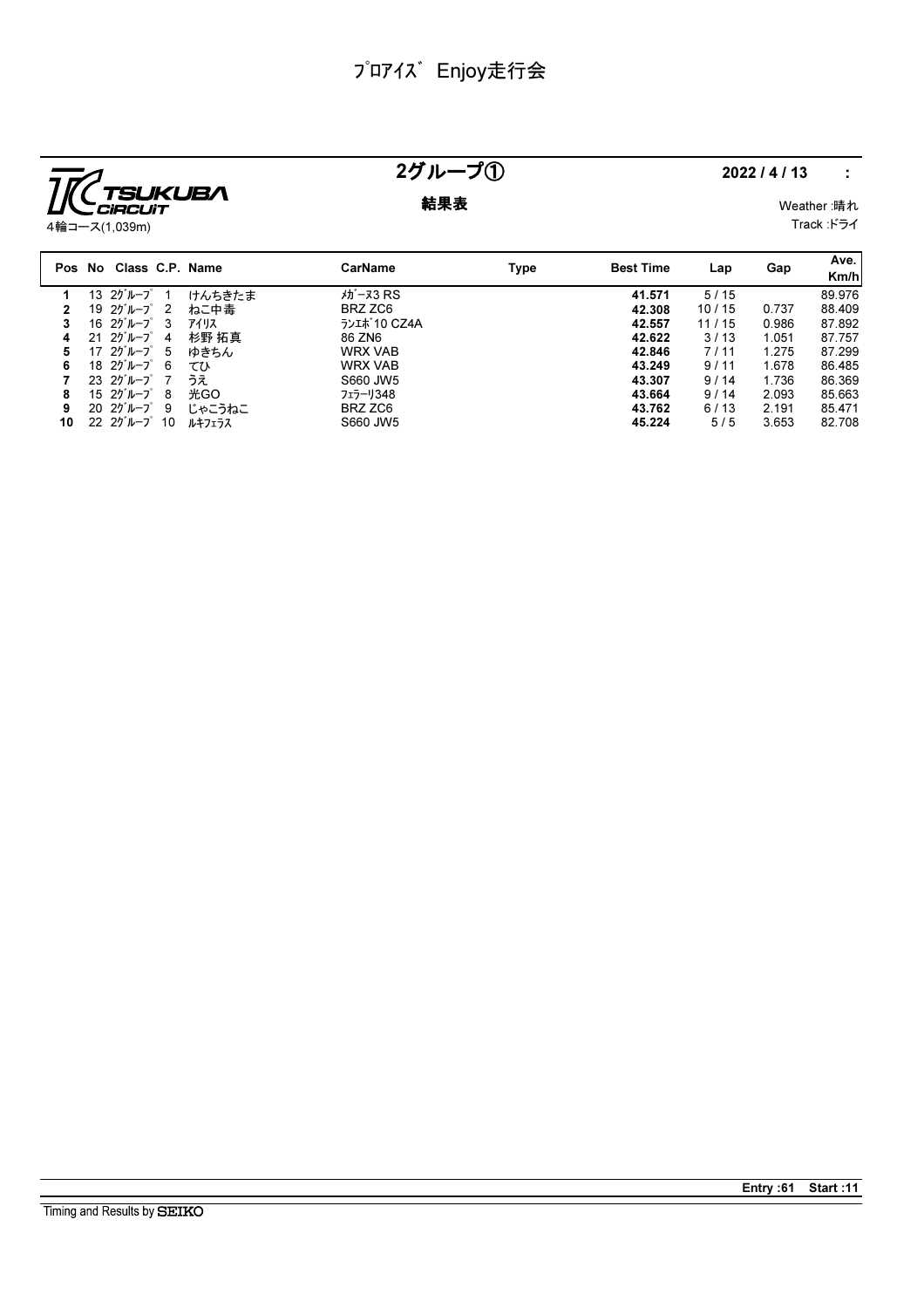# ﾌﾟﾛｱｲｽﾞ Enjoy走行会

TSUKUBA CIRCUIT
4輪コース(1,039m)

## 2グループ①

**結果表**

**2022 / 4 / 13 :**

Weather :晴れ
Track :ドライ

| Pos | No | Class | C.P. | Name | CarName | Type | Best Time | Lap | Gap | Ave. Km/h |
|---|---|---|---|---|---|---|---|---|---|---|
| 1 | 13 | 2ｸﾞﾙｰﾌﾟ | 1 | けんちきたま | ﾒｶﾞｰﾇ3 RS | | 41.571 | 5 / 15 | | 89.976 |
| 2 | 19 | 2ｸﾞﾙｰﾌﾟ | 2 | ねこ中毒 | BRZ ZC6 | | 42.308 | 10 / 15 | 0.737 | 88.409 |
| 3 | 16 | 2ｸﾞﾙｰﾌﾟ | 3 | ｱｲﾘｽ | ﾗﾝｴﾎﾞ10 CZ4A | | 42.557 | 11 / 15 | 0.986 | 87.892 |
| 4 | 21 | 2ｸﾞﾙｰﾌﾟ | 4 | 杉野 拓真 | 86 ZN6 | | 42.622 | 3 / 13 | 1.051 | 87.757 |
| 5 | 17 | 2ｸﾞﾙｰﾌﾟ | 5 | ゆきちん | WRX VAB | | 42.846 | 7 / 11 | 1.275 | 87.299 |
| 6 | 18 | 2ｸﾞﾙｰﾌﾟ | 6 | てひ | WRX VAB | | 43.249 | 9 / 11 | 1.678 | 86.485 |
| 7 | 23 | 2ｸﾞﾙｰﾌﾟ | 7 | うえ | S660 JW5 | | 43.307 | 9 / 14 | 1.736 | 86.369 |
| 8 | 15 | 2ｸﾞﾙｰﾌﾟ | 8 | 光GO | ﾌｪﾗｰﾘ348 | | 43.664 | 9 / 14 | 2.093 | 85.663 |
| 9 | 20 | 2ｸﾞﾙｰﾌﾟ | 9 | じゃこうねこ | BRZ ZC6 | | 43.762 | 6 / 13 | 2.191 | 85.471 |
| 10 | 22 | 2ｸﾞﾙｰﾌﾟ | 10 | ﾙｷﾌｪﾗｽ | S660 JW5 | | 45.224 | 5 / 5 | 3.653 | 82.708 |

**Entry :61 Start :11**

Timing and Results by SEIKO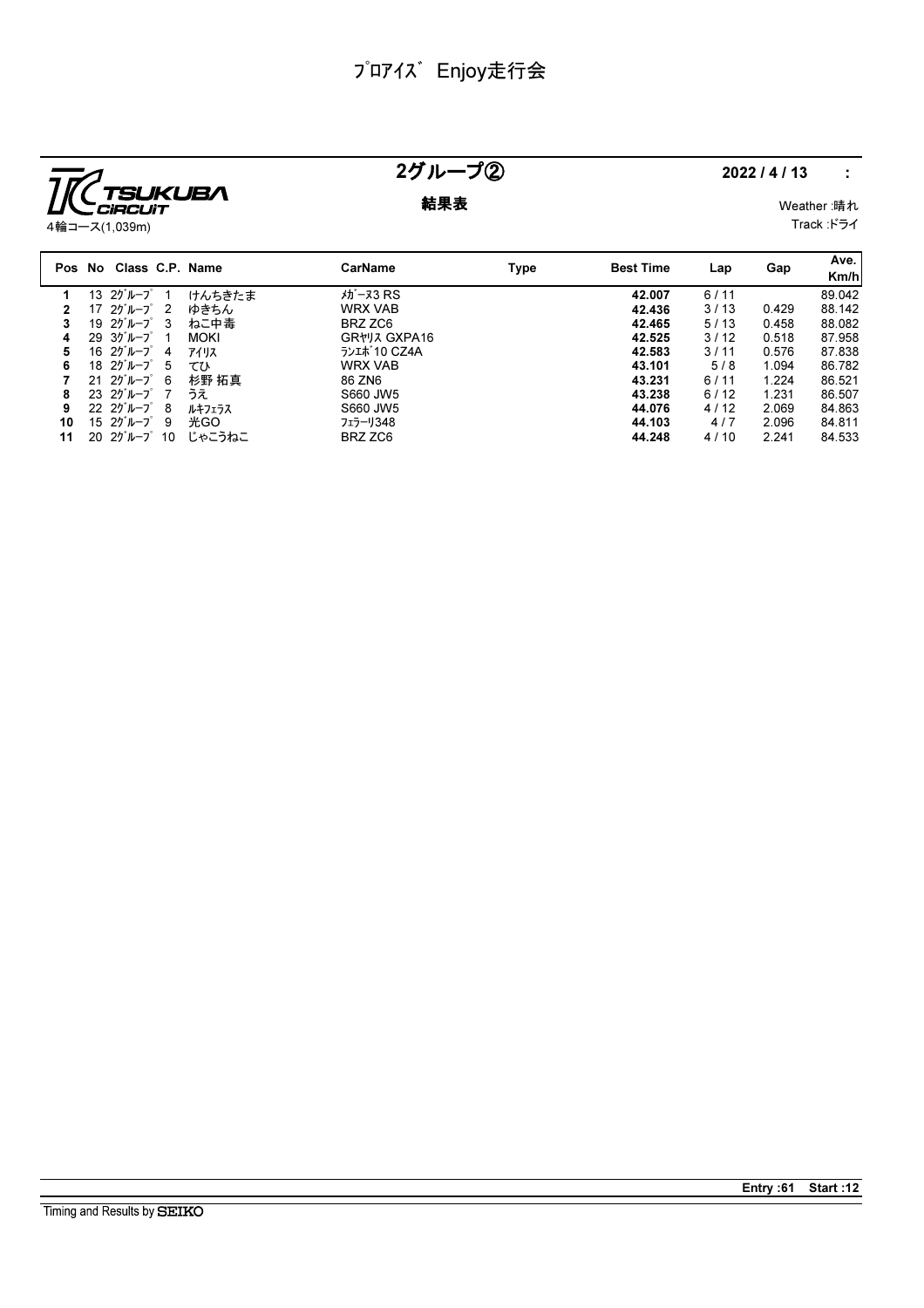# ﾌﾟﾛｱｲｽﾞ Enjoy走行会

TSUKUBA CIRCUIT
4輪コース(1,039m)

## 2グループ②

**結果表**

**2022 / 4 / 13 :**

Weather :晴れ
Track :ドライ

| Pos | No | Class | C.P. | Name | CarName | Type | Best Time | Lap | Gap | Ave. Km/h |
|---|---|---|---|---|---|---|---|---|---|---|
| **1** | 13 | 2ｸﾞﾙｰﾌﾟ | 1 | けんちきたま | ﾒｶﾞｰﾇ3 RS | | **42.007** | 6 / 11 | | 89.042 |
| **2** | 17 | 2ｸﾞﾙｰﾌﾟ | 2 | ゆきちん | WRX VAB | | **42.436** | 3 / 13 | 0.429 | 88.142 |
| **3** | 19 | 2ｸﾞﾙｰﾌﾟ | 3 | ねこ中毒 | BRZ ZC6 | | **42.465** | 5 / 13 | 0.458 | 88.082 |
| **4** | 29 | 3ｸﾞﾙｰﾌﾟ | 1 | MOKI | GRﾔﾘｽ GXPA16 | | **42.525** | 3 / 12 | 0.518 | 87.958 |
| **5** | 16 | 2ｸﾞﾙｰﾌﾟ | 4 | ｱｲﾘｽ | ﾗﾝｴﾎﾞ10 CZ4A | | **42.583** | 3 / 11 | 0.576 | 87.838 |
| **6** | 18 | 2ｸﾞﾙｰﾌﾟ | 5 | てひ | WRX VAB | | **43.101** | 5 / 8 | 1.094 | 86.782 |
| **7** | 21 | 2ｸﾞﾙｰﾌﾟ | 6 | 杉野 拓真 | 86 ZN6 | | **43.231** | 6 / 11 | 1.224 | 86.521 |
| **8** | 23 | 2ｸﾞﾙｰﾌﾟ | 7 | うえ | S660 JW5 | | **43.238** | 6 / 12 | 1.231 | 86.507 |
| **9** | 22 | 2ｸﾞﾙｰﾌﾟ | 8 | ﾙｷﾌｪﾗｽ | S660 JW5 | | **44.076** | 4 / 12 | 2.069 | 84.863 |
| **10** | 15 | 2ｸﾞﾙｰﾌﾟ | 9 | 光GO | ﾌｪﾗｰﾘ348 | | **44.103** | 4 / 7 | 2.096 | 84.811 |
| **11** | 20 | 2ｸﾞﾙｰﾌﾟ | 10 | じゃこうねこ | BRZ ZC6 | | **44.248** | 4 / 10 | 2.241 | 84.533 |

**Entry :61 Start :12**

Timing and Results by SEIKO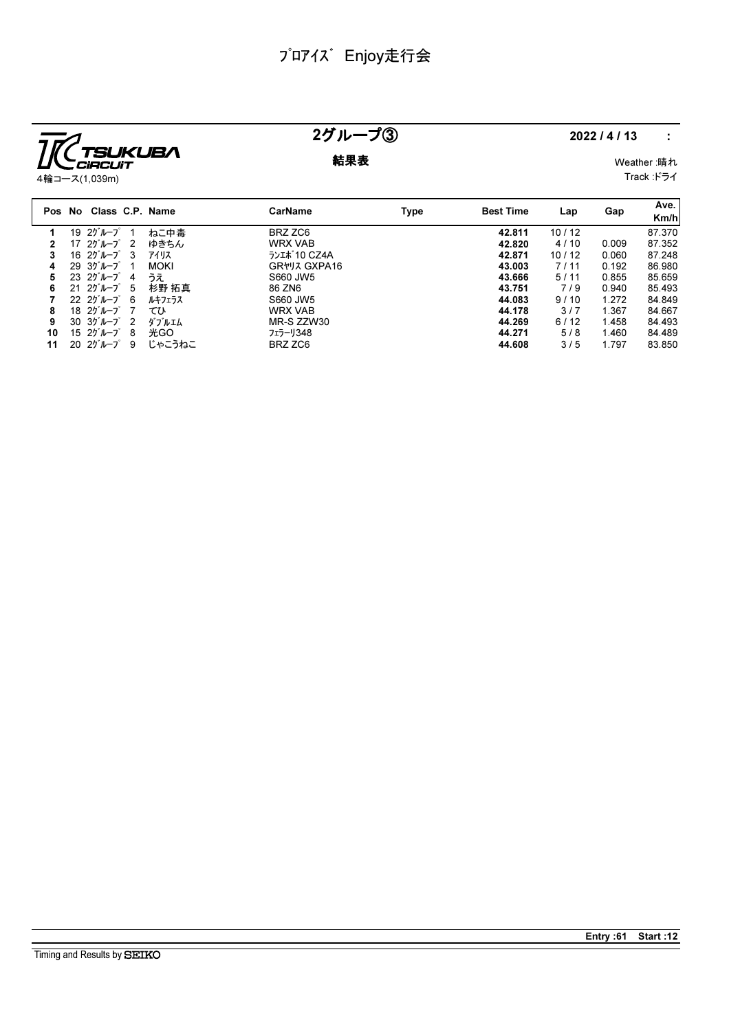# ﾌﾟﾛｱｲｽﾞ Enjoy走行会

TSUKUBA CIRCUIT
4輪コース(1,039m)

## 2グループ③

**結果表**

**2022 / 4 / 13 :**

Weather :晴れ
Track :ドライ

| Pos | No | Class | C.P. | Name | CarName | Type | Best Time | Lap | Gap | Ave. Km/h |
|---|---|---|---|---|---|---|---|---|---|---|
| 1 | 19 | 2ｸﾞﾙｰﾌﾟ | 1 | ねこ中毒 | BRZ ZC6 | | **42.811** | 10 / 12 | | 87.370 |
| 2 | 17 | 2ｸﾞﾙｰﾌﾟ | 2 | ゆきちん | WRX VAB | | **42.820** | 4 / 10 | 0.009 | 87.352 |
| 3 | 16 | 2ｸﾞﾙｰﾌﾟ | 3 | ｱｲﾘｽ | ﾗﾝｴﾎﾞ10 CZ4A | | **42.871** | 10 / 12 | 0.060 | 87.248 |
| 4 | 29 | 3ｸﾞﾙｰﾌﾟ | 1 | MOKI | GRﾔﾘｽ GXPA16 | | **43.003** | 7 / 11 | 0.192 | 86.980 |
| 5 | 23 | 2ｸﾞﾙｰﾌﾟ | 4 | うえ | S660 JW5 | | **43.666** | 5 / 11 | 0.855 | 85.659 |
| 6 | 21 | 2ｸﾞﾙｰﾌﾟ | 5 | 杉野 拓真 | 86 ZN6 | | **43.751** | 7 / 9 | 0.940 | 85.493 |
| 7 | 22 | 2ｸﾞﾙｰﾌﾟ | 6 | ﾙｷﾌｪﾗｽ | S660 JW5 | | **44.083** | 9 / 10 | 1.272 | 84.849 |
| 8 | 18 | 2ｸﾞﾙｰﾌﾟ | 7 | てひ | WRX VAB | | **44.178** | 3 / 7 | 1.367 | 84.667 |
| 9 | 30 | 3ｸﾞﾙｰﾌﾟ | 2 | ﾀﾞﾌﾞﾙｴﾑ | MR-S ZZW30 | | **44.269** | 6 / 12 | 1.458 | 84.493 |
| 10 | 15 | 2ｸﾞﾙｰﾌﾟ | 8 | 光GO | ﾌｪﾗｰﾘ348 | | **44.271** | 5 / 8 | 1.460 | 84.489 |
| 11 | 20 | 2ｸﾞﾙｰﾌﾟ | 9 | じゃこうねこ | BRZ ZC6 | | **44.608** | 3 / 5 | 1.797 | 83.850 |

**Entry :61 Start :12**

Timing and Results by SEIKO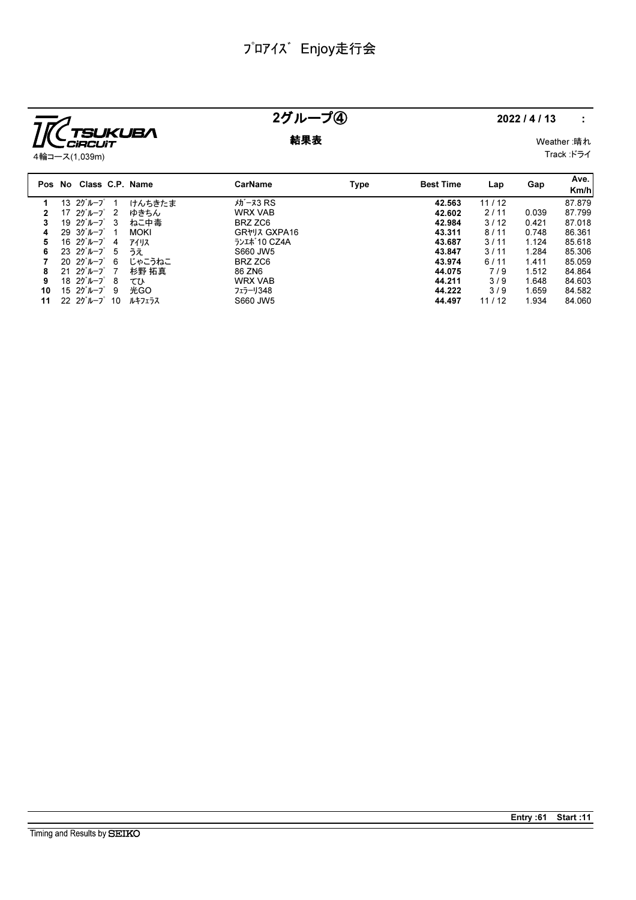# ﾌﾟﾛｱｲｽﾞ Enjoy走行会

TSUKUBA CIRCUIT
4輪コース(1,039m)

## 2グループ④

**結果表**

**2022 / 4 / 13 :**

Weather :晴れ
Track :ドライ

| Pos | No | Class | C.P. | Name | CarName | Type | Best Time | Lap | Gap | Ave. Km/h |
|---|---|---|---|---|---|---|---|---|---|---|
| **1** | 13 | 2ｸﾞﾙｰﾌﾟ | 1 | けんちきたま | ﾒｶﾞｰﾇ3 RS | | **42.563** | 11 / 12 | | 87.879 |
| **2** | 17 | 2ｸﾞﾙｰﾌﾟ | 2 | ゆきちん | WRX VAB | | **42.602** | 2 / 11 | 0.039 | 87.799 |
| **3** | 19 | 2ｸﾞﾙｰﾌﾟ | 3 | ねこ中毒 | BRZ ZC6 | | **42.984** | 3 / 12 | 0.421 | 87.018 |
| **4** | 29 | 3ｸﾞﾙｰﾌﾟ | 1 | MOKI | GRﾔﾘｽ GXPA16 | | **43.311** | 8 / 11 | 0.748 | 86.361 |
| **5** | 16 | 2ｸﾞﾙｰﾌﾟ | 4 | ｱｲﾘｽ | ﾗﾝｴﾎﾞ10 CZ4A | | **43.687** | 3 / 11 | 1.124 | 85.618 |
| **6** | 23 | 2ｸﾞﾙｰﾌﾟ | 5 | うえ | S660 JW5 | | **43.847** | 3 / 11 | 1.284 | 85.306 |
| **7** | 20 | 2ｸﾞﾙｰﾌﾟ | 6 | じゃこうねこ | BRZ ZC6 | | **43.974** | 6 / 11 | 1.411 | 85.059 |
| **8** | 21 | 2ｸﾞﾙｰﾌﾟ | 7 | 杉野 拓真 | 86 ZN6 | | **44.075** | 7 / 9 | 1.512 | 84.864 |
| **9** | 18 | 2ｸﾞﾙｰﾌﾟ | 8 | てひ | WRX VAB | | **44.211** | 3 / 9 | 1.648 | 84.603 |
| **10** | 15 | 2ｸﾞﾙｰﾌﾟ | 9 | 光GO | ﾌｪﾗｰﾘ348 | | **44.222** | 3 / 9 | 1.659 | 84.582 |
| **11** | 22 | 2ｸﾞﾙｰﾌﾟ | 10 | ﾙｷﾌｪﾗｽ | S660 JW5 | | **44.497** | 11 / 12 | 1.934 | 84.060 |

**Entry :61 Start :11**

Timing and Results by SEIKO